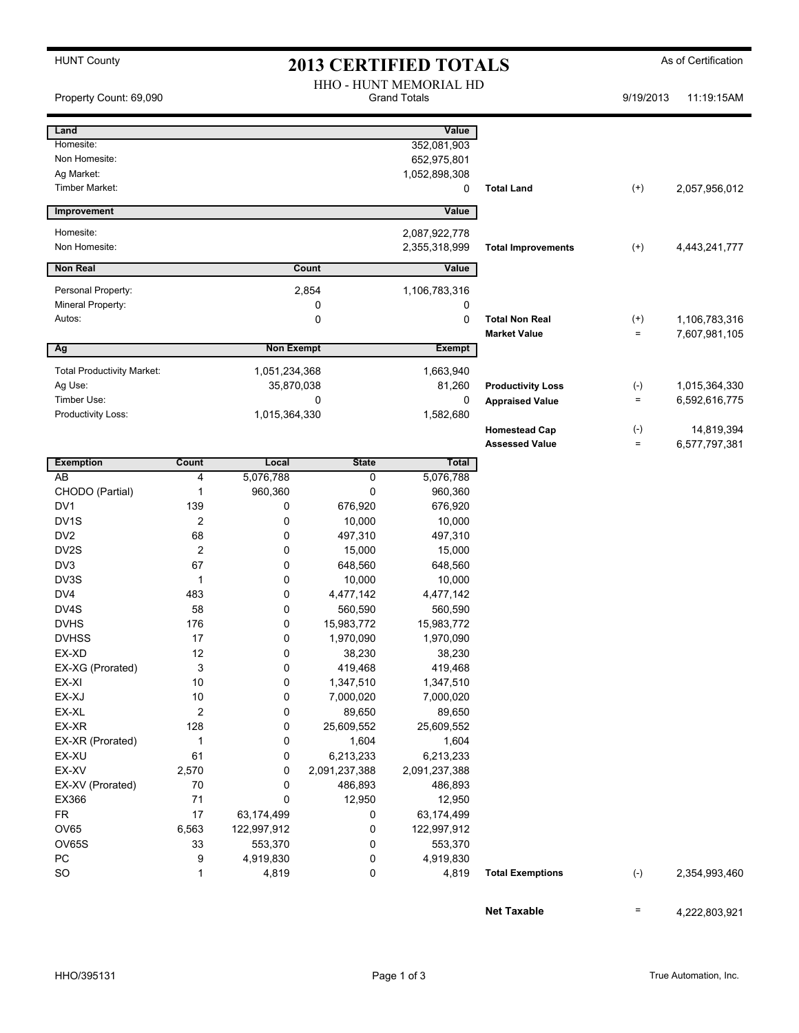HUNT County

# 2013 CERTIFIED TOTALS

As of Certification

Property Count: 69,090

HHO - HUNT MEMORIAL HD
Grand Totals

9/19/2013 11:19:15AM

| Land | Value | | | |
|---|---|---|---|---|
| Homesite: | 352,081,903 | | | |
| Non Homesite: | 652,975,801 | | | |
| Ag Market: | 1,052,898,308 | | | |
| Timber Market: | 0 | **Total Land** | (+) | 2,057,956,012 |

| Improvement | Value | | | |
|---|---|---|---|---|
| Homesite: | 2,087,922,778 | | | |
| Non Homesite: | 2,355,318,999 | **Total Improvements** | (+) | 4,443,241,777 |

| Non Real | Count | Value | | | |
|---|---|---|---|---|---|
| Personal Property: | 2,854 | 1,106,783,316 | | | |
| Mineral Property: | 0 | 0 | | | |
| Autos: | 0 | 0 | **Total Non Real** | (+) | 1,106,783,316 |
| | | | **Market Value** | = | 7,607,981,105 |

| Ag | Non Exempt | Exempt | | | |
|---|---|---|---|---|---|
| Total Productivity Market: | 1,051,234,368 | 1,663,940 | | | |
| Ag Use: | 35,870,038 | 81,260 | **Productivity Loss** | (-) | 1,015,364,330 |
| Timber Use: | 0 | 0 | **Appraised Value** | = | 6,592,616,775 |
| Productivity Loss: | 1,015,364,330 | 1,582,680 | | | |
| | | | **Homestead Cap** | (-) | 14,819,394 |
| | | | **Assessed Value** | = | 6,577,797,381 |

| Exemption | Count | Local | State | Total |
|---|---|---|---|---|
| AB | 4 | 5,076,788 | 0 | 5,076,788 |
| CHODO (Partial) | 1 | 960,360 | 0 | 960,360 |
| DV1 | 139 | 0 | 676,920 | 676,920 |
| DV1S | 2 | 0 | 10,000 | 10,000 |
| DV2 | 68 | 0 | 497,310 | 497,310 |
| DV2S | 2 | 0 | 15,000 | 15,000 |
| DV3 | 67 | 0 | 648,560 | 648,560 |
| DV3S | 1 | 0 | 10,000 | 10,000 |
| DV4 | 483 | 0 | 4,477,142 | 4,477,142 |
| DV4S | 58 | 0 | 560,590 | 560,590 |
| DVHS | 176 | 0 | 15,983,772 | 15,983,772 |
| DVHSS | 17 | 0 | 1,970,090 | 1,970,090 |
| EX-XD | 12 | 0 | 38,230 | 38,230 |
| EX-XG (Prorated) | 3 | 0 | 419,468 | 419,468 |
| EX-XI | 10 | 0 | 1,347,510 | 1,347,510 |
| EX-XJ | 10 | 0 | 7,000,020 | 7,000,020 |
| EX-XL | 2 | 0 | 89,650 | 89,650 |
| EX-XR | 128 | 0 | 25,609,552 | 25,609,552 |
| EX-XR (Prorated) | 1 | 0 | 1,604 | 1,604 |
| EX-XU | 61 | 0 | 6,213,233 | 6,213,233 |
| EX-XV | 2,570 | 0 | 2,091,237,388 | 2,091,237,388 |
| EX-XV (Prorated) | 70 | 0 | 486,893 | 486,893 |
| EX366 | 71 | 0 | 12,950 | 12,950 |
| FR | 17 | 63,174,499 | 0 | 63,174,499 |
| OV65 | 6,563 | 122,997,912 | 0 | 122,997,912 |
| OV65S | 33 | 553,370 | 0 | 553,370 |
| PC | 9 | 4,919,830 | 0 | 4,919,830 |
| SO | 1 | 4,819 | 0 | 4,819 |

| | | |
|---|---|---|
| **Total Exemptions** | (-) | 2,354,993,460 |
| **Net Taxable** | = | 4,222,803,921 |

HHO/395131

True Automation, Inc.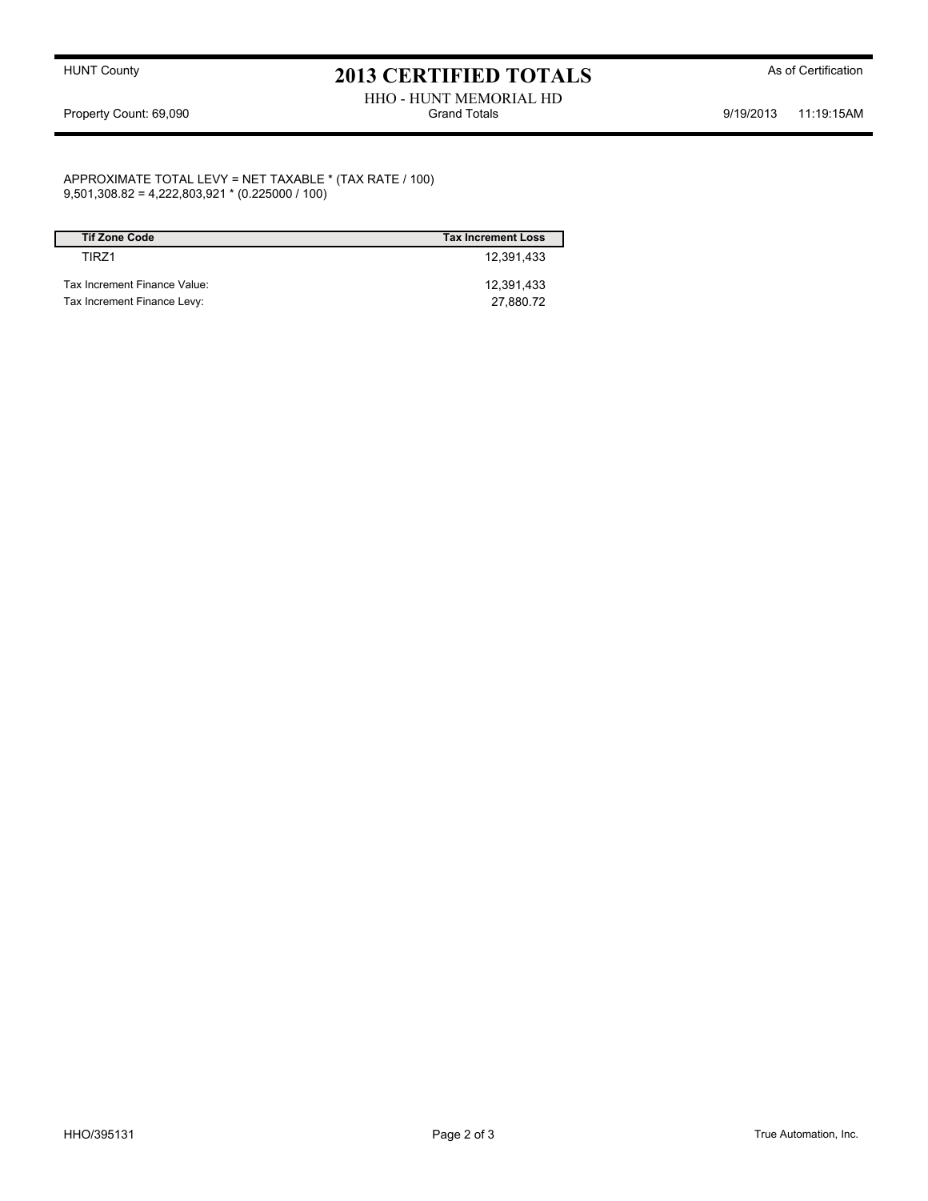HUNT County

# 2013 CERTIFIED TOTALS

As of Certification

HHO - HUNT MEMORIAL HD

Property Count: 69,090 | Grand Totals | 9/19/2013 11:19:15AM

APPROXIMATE TOTAL LEVY = NET TAXABLE * (TAX RATE / 100)
9,501,308.82 = 4,222,803,921 * (0.225000 / 100)

| Tif Zone Code | Tax Increment Loss |
|---|---|
| TIRZ1 | 12,391,433 |

| | |
|---|---|
| Tax Increment Finance Value: | 12,391,433 |
| Tax Increment Finance Levy: | 27,880.72 |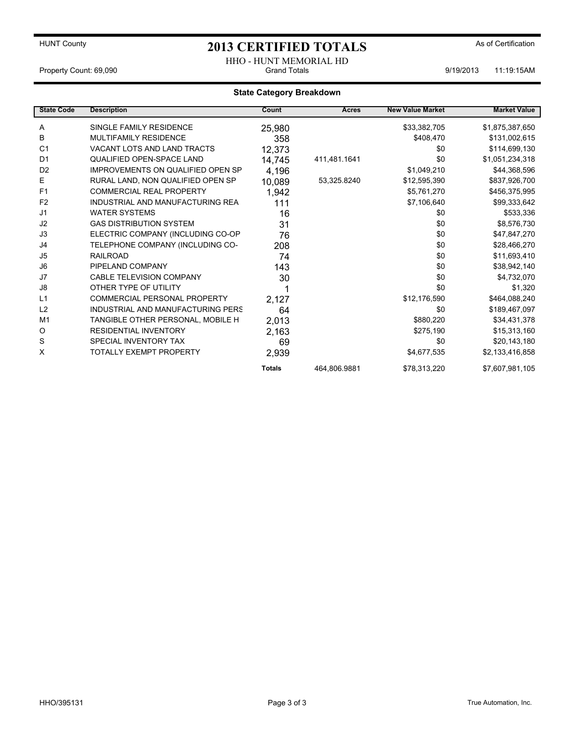HUNT County

# 2013 CERTIFIED TOTALS

As of Certification

HHO - HUNT MEMORIAL HD

Property Count: 69,090 | Grand Totals | 9/19/2013 11:19:15AM

## State Category Breakdown

| State Code | Description | Count | Acres | New Value Market | Market Value |
|---|---|---|---|---|---|
| A | SINGLE FAMILY RESIDENCE | 25,980 | | $33,382,705 | $1,875,387,650 |
| B | MULTIFAMILY RESIDENCE | 358 | | $408,470 | $131,002,615 |
| C1 | VACANT LOTS AND LAND TRACTS | 12,373 | | $0 | $114,699,130 |
| D1 | QUALIFIED OPEN-SPACE LAND | 14,745 | 411,481.1641 | $0 | $1,051,234,318 |
| D2 | IMPROVEMENTS ON QUALIFIED OPEN SP | 4,196 | | $1,049,210 | $44,368,596 |
| E | RURAL LAND, NON QUALIFIED OPEN SP | 10,089 | 53,325.8240 | $12,595,390 | $837,926,700 |
| F1 | COMMERCIAL REAL PROPERTY | 1,942 | | $5,761,270 | $456,375,995 |
| F2 | INDUSTRIAL AND MANUFACTURING REA | 111 | | $7,106,640 | $99,333,642 |
| J1 | WATER SYSTEMS | 16 | | $0 | $533,336 |
| J2 | GAS DISTRIBUTION SYSTEM | 31 | | $0 | $8,576,730 |
| J3 | ELECTRIC COMPANY (INCLUDING CO-OP | 76 | | $0 | $47,847,270 |
| J4 | TELEPHONE COMPANY (INCLUDING CO- | 208 | | $0 | $28,466,270 |
| J5 | RAILROAD | 74 | | $0 | $11,693,410 |
| J6 | PIPELAND COMPANY | 143 | | $0 | $38,942,140 |
| J7 | CABLE TELEVISION COMPANY | 30 | | $0 | $4,732,070 |
| J8 | OTHER TYPE OF UTILITY | 1 | | $0 | $1,320 |
| L1 | COMMERCIAL PERSONAL PROPERTY | 2,127 | | $12,176,590 | $464,088,240 |
| L2 | INDUSTRIAL AND MANUFACTURING PERS | 64 | | $0 | $189,467,097 |
| M1 | TANGIBLE OTHER PERSONAL, MOBILE H | 2,013 | | $880,220 | $34,431,378 |
| O | RESIDENTIAL INVENTORY | 2,163 | | $275,190 | $15,313,160 |
| S | SPECIAL INVENTORY TAX | 69 | | $0 | $20,143,180 |
| X | TOTALLY EXEMPT PROPERTY | 2,939 | | $4,677,535 | $2,133,416,858 |
| | | **Totals** | 464,806.9881 | $78,313,220 | $7,607,981,105 |

HHO/395131

True Automation, Inc.